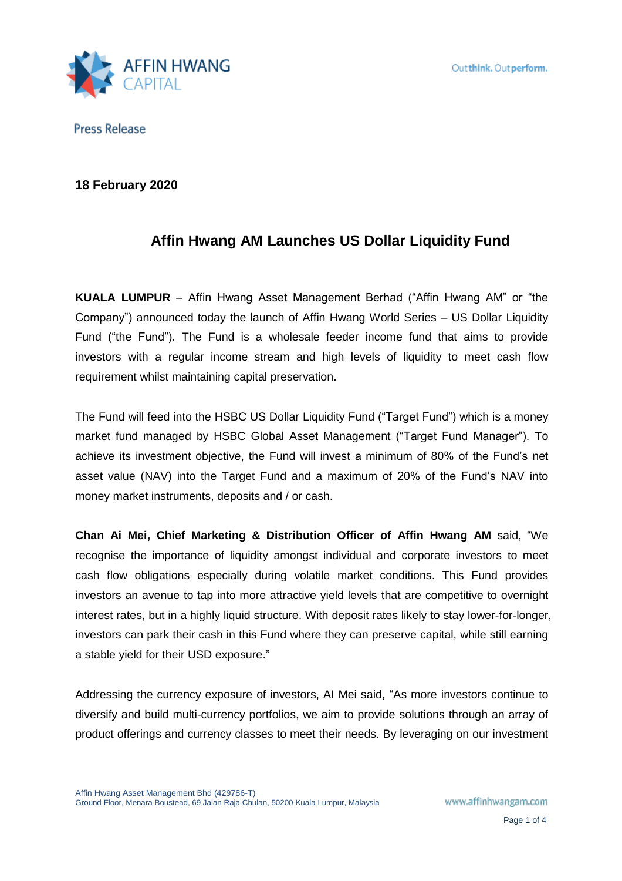AFFIN HWANG CAPITAL

Outthink. Outperform.

Press Release

**18 February 2020**

# Affin Hwang AM Launches US Dollar Liquidity Fund

**KUALA LUMPUR** – Affin Hwang Asset Management Berhad ("Affin Hwang AM" or "the Company") announced today the launch of Affin Hwang World Series – US Dollar Liquidity Fund ("the Fund"). The Fund is a wholesale feeder income fund that aims to provide investors with a regular income stream and high levels of liquidity to meet cash flow requirement whilst maintaining capital preservation.

The Fund will feed into the HSBC US Dollar Liquidity Fund ("Target Fund") which is a money market fund managed by HSBC Global Asset Management ("Target Fund Manager"). To achieve its investment objective, the Fund will invest a minimum of 80% of the Fund's net asset value (NAV) into the Target Fund and a maximum of 20% of the Fund's NAV into money market instruments, deposits and / or cash.

**Chan Ai Mei, Chief Marketing & Distribution Officer of Affin Hwang AM** said, "We recognise the importance of liquidity amongst individual and corporate investors to meet cash flow obligations especially during volatile market conditions. This Fund provides investors an avenue to tap into more attractive yield levels that are competitive to overnight interest rates, but in a highly liquid structure. With deposit rates likely to stay lower-for-longer, investors can park their cash in this Fund where they can preserve capital, while still earning a stable yield for their USD exposure."

Addressing the currency exposure of investors, AI Mei said, "As more investors continue to diversify and build multi-currency portfolios, we aim to provide solutions through an array of product offerings and currency classes to meet their needs. By leveraging on our investment

Affin Hwang Asset Management Bhd (429786-T)
Ground Floor, Menara Boustead, 69 Jalan Raja Chulan, 50200 Kuala Lumpur, Malaysia

www.affinhwangam.com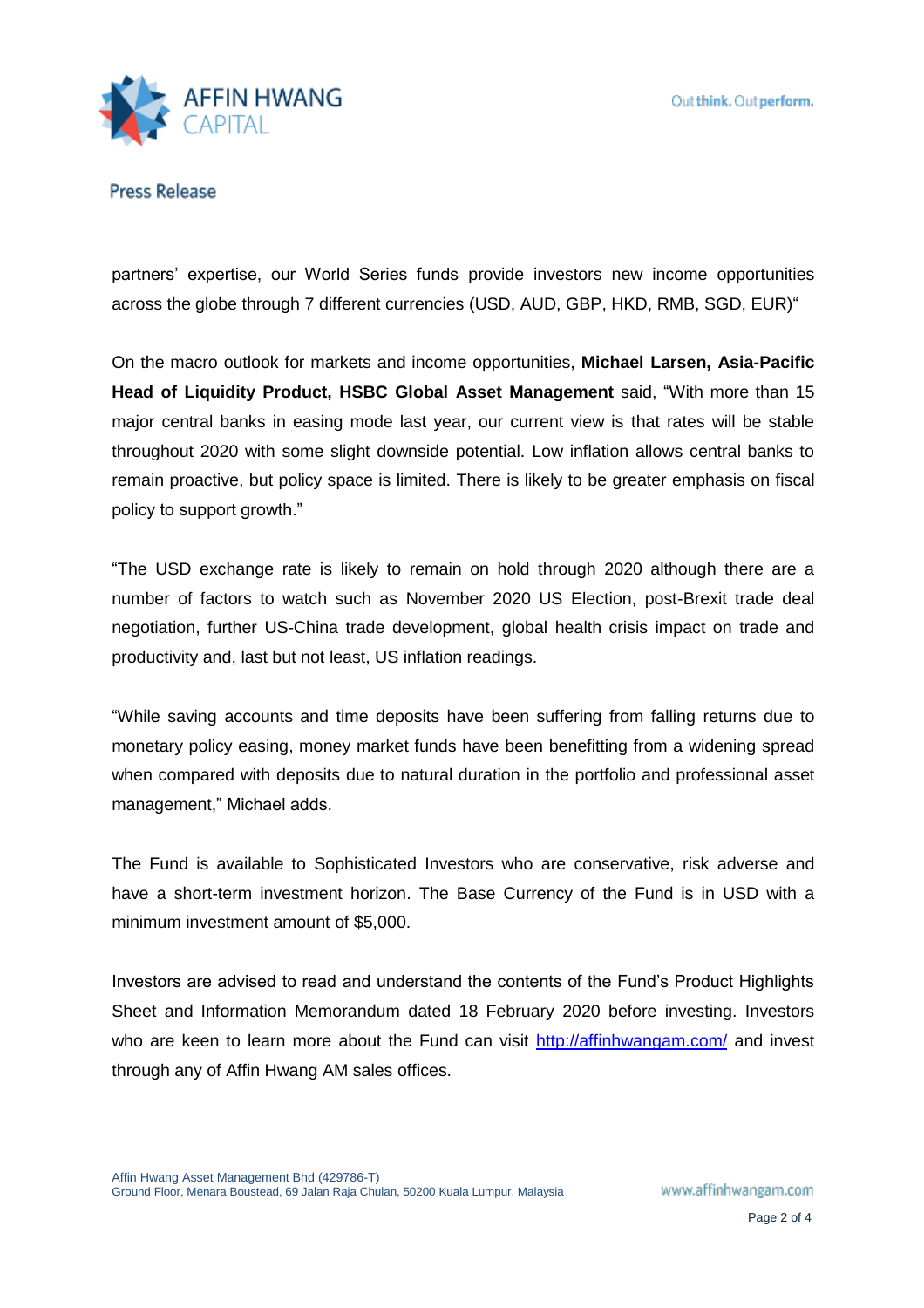partners' expertise, our World Series funds provide investors new income opportunities across the globe through 7 different currencies (USD, AUD, GBP, HKD, RMB, SGD, EUR)"

On the macro outlook for markets and income opportunities, **Michael Larsen, Asia-Pacific Head of Liquidity Product, HSBC Global Asset Management** said, "With more than 15 major central banks in easing mode last year, our current view is that rates will be stable throughout 2020 with some slight downside potential. Low inflation allows central banks to remain proactive, but policy space is limited. There is likely to be greater emphasis on fiscal policy to support growth."

"The USD exchange rate is likely to remain on hold through 2020 although there are a number of factors to watch such as November 2020 US Election, post-Brexit trade deal negotiation, further US-China trade development, global health crisis impact on trade and productivity and, last but not least, US inflation readings.

"While saving accounts and time deposits have been suffering from falling returns due to monetary policy easing, money market funds have been benefitting from a widening spread when compared with deposits due to natural duration in the portfolio and professional asset management," Michael adds.

The Fund is available to Sophisticated Investors who are conservative, risk adverse and have a short-term investment horizon. The Base Currency of the Fund is in USD with a minimum investment amount of $5,000.

Investors are advised to read and understand the contents of the Fund's Product Highlights Sheet and Information Memorandum dated 18 February 2020 before investing. Investors who are keen to learn more about the Fund can visit http://affinhwangam.com/ and invest through any of Affin Hwang AM sales offices.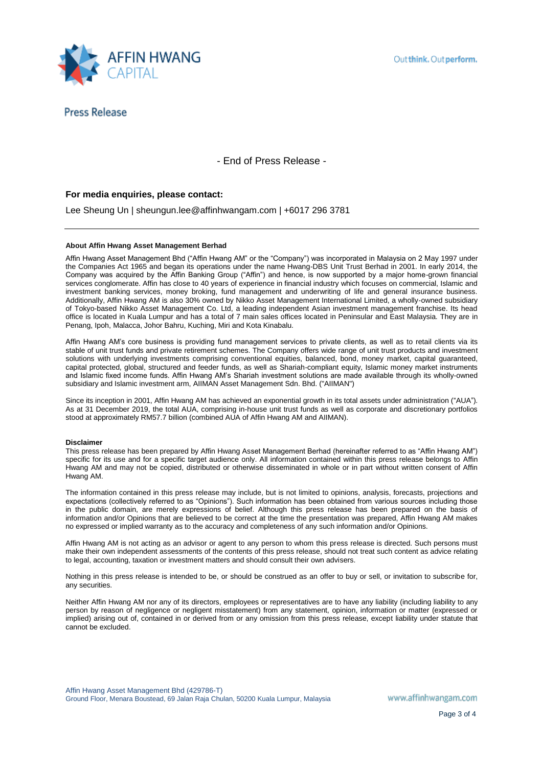- End of Press Release -

**For media enquiries, please contact:**

Lee Sheung Un | sheungun.lee@affinhwangam.com | +6017 296 3781

---

**About Affin Hwang Asset Management Berhad**

Affin Hwang Asset Management Bhd ("Affin Hwang AM" or the "Company") was incorporated in Malaysia on 2 May 1997 under the Companies Act 1965 and began its operations under the name Hwang-DBS Unit Trust Berhad in 2001. In early 2014, the Company was acquired by the Affin Banking Group ("Affin") and hence, is now supported by a major home-grown financial services conglomerate. Affin has close to 40 years of experience in financial industry which focuses on commercial, Islamic and investment banking services, money broking, fund management and underwriting of life and general insurance business. Additionally, Affin Hwang AM is also 30% owned by Nikko Asset Management International Limited, a wholly-owned subsidiary of Tokyo-based Nikko Asset Management Co. Ltd, a leading independent Asian investment management franchise. Its head office is located in Kuala Lumpur and has a total of 7 main sales offices located in Peninsular and East Malaysia. They are in Penang, Ipoh, Malacca, Johor Bahru, Kuching, Miri and Kota Kinabalu.

Affin Hwang AM's core business is providing fund management services to private clients, as well as to retail clients via its stable of unit trust funds and private retirement schemes. The Company offers wide range of unit trust products and investment solutions with underlying investments comprising conventional equities, balanced, bond, money market, capital guaranteed, capital protected, global, structured and feeder funds, as well as Shariah-compliant equity, Islamic money market instruments and Islamic fixed income funds. Affin Hwang AM's Shariah investment solutions are made available through its wholly-owned subsidiary and Islamic investment arm, AIIMAN Asset Management Sdn. Bhd. ("AIIMAN")

Since its inception in 2001, Affin Hwang AM has achieved an exponential growth in its total assets under administration ("AUA"). As at 31 December 2019, the total AUA, comprising in-house unit trust funds as well as corporate and discretionary portfolios stood at approximately RM57.7 billion (combined AUA of Affin Hwang AM and AIIMAN).

**Disclaimer**

This press release has been prepared by Affin Hwang Asset Management Berhad (hereinafter referred to as "Affin Hwang AM") specific for its use and for a specific target audience only. All information contained within this press release belongs to Affin Hwang AM and may not be copied, distributed or otherwise disseminated in whole or in part without written consent of Affin Hwang AM.

The information contained in this press release may include, but is not limited to opinions, analysis, forecasts, projections and expectations (collectively referred to as "Opinions"). Such information has been obtained from various sources including those in the public domain, are merely expressions of belief. Although this press release has been prepared on the basis of information and/or Opinions that are believed to be correct at the time the presentation was prepared, Affin Hwang AM makes no expressed or implied warranty as to the accuracy and completeness of any such information and/or Opinions.

Affin Hwang AM is not acting as an advisor or agent to any person to whom this press release is directed. Such persons must make their own independent assessments of the contents of this press release, should not treat such content as advice relating to legal, accounting, taxation or investment matters and should consult their own advisers.

Nothing in this press release is intended to be, or should be construed as an offer to buy or sell, or invitation to subscribe for, any securities.

Neither Affin Hwang AM nor any of its directors, employees or representatives are to have any liability (including liability to any person by reason of negligence or negligent misstatement) from any statement, opinion, information or matter (expressed or implied) arising out of, contained in or derived from or any omission from this press release, except liability under statute that cannot be excluded.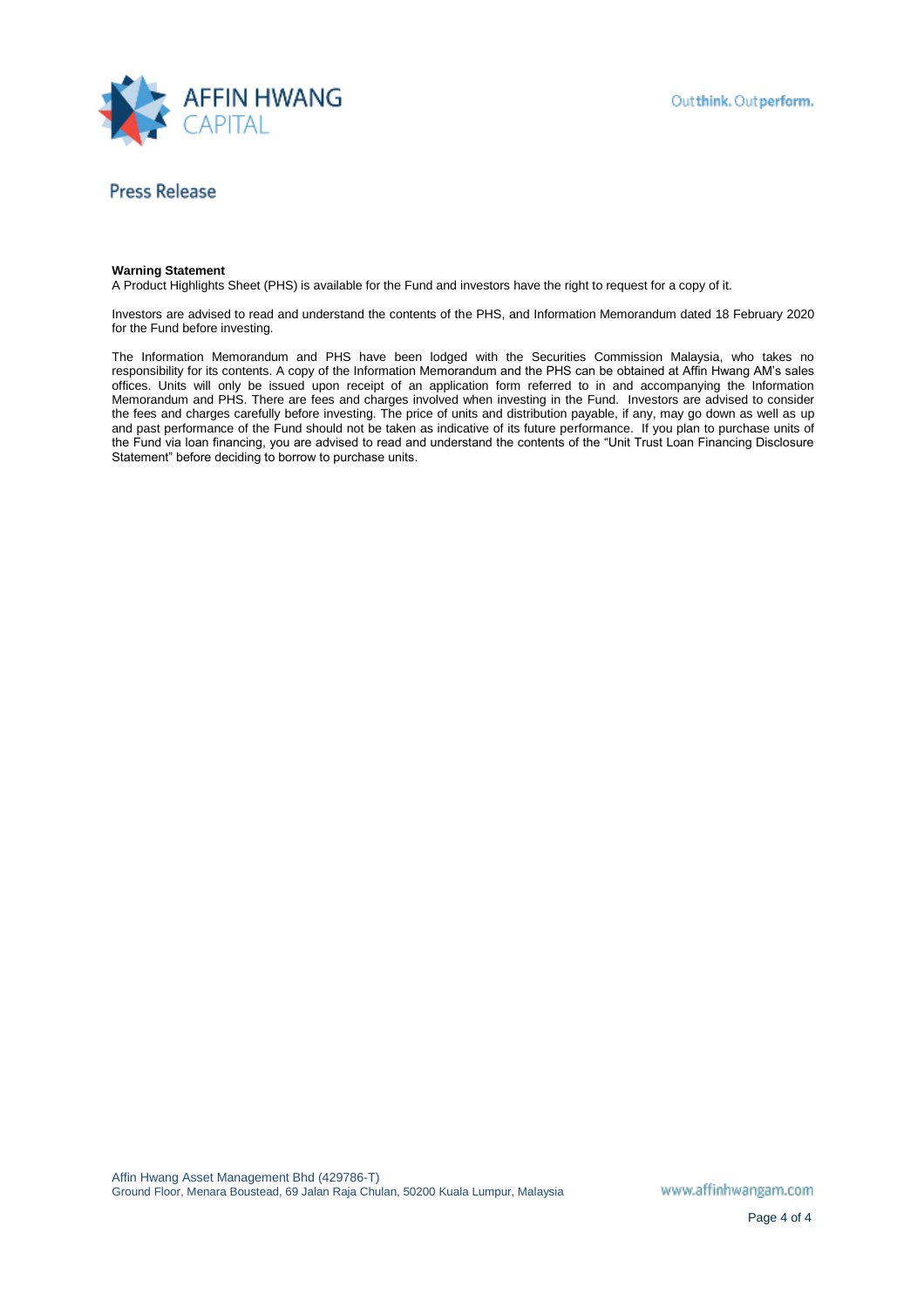**Warning Statement**

A Product Highlights Sheet (PHS) is available for the Fund and investors have the right to request for a copy of it.

Investors are advised to read and understand the contents of the PHS, and Information Memorandum dated 18 February 2020 for the Fund before investing.

The Information Memorandum and PHS have been lodged with the Securities Commission Malaysia, who takes no responsibility for its contents. A copy of the Information Memorandum and the PHS can be obtained at Affin Hwang AM's sales offices. Units will only be issued upon receipt of an application form referred to in and accompanying the Information Memorandum and PHS. There are fees and charges involved when investing in the Fund. Investors are advised to consider the fees and charges carefully before investing. The price of units and distribution payable, if any, may go down as well as up and past performance of the Fund should not be taken as indicative of its future performance. If you plan to purchase units of the Fund via loan financing, you are advised to read and understand the contents of the "Unit Trust Loan Financing Disclosure Statement" before deciding to borrow to purchase units.